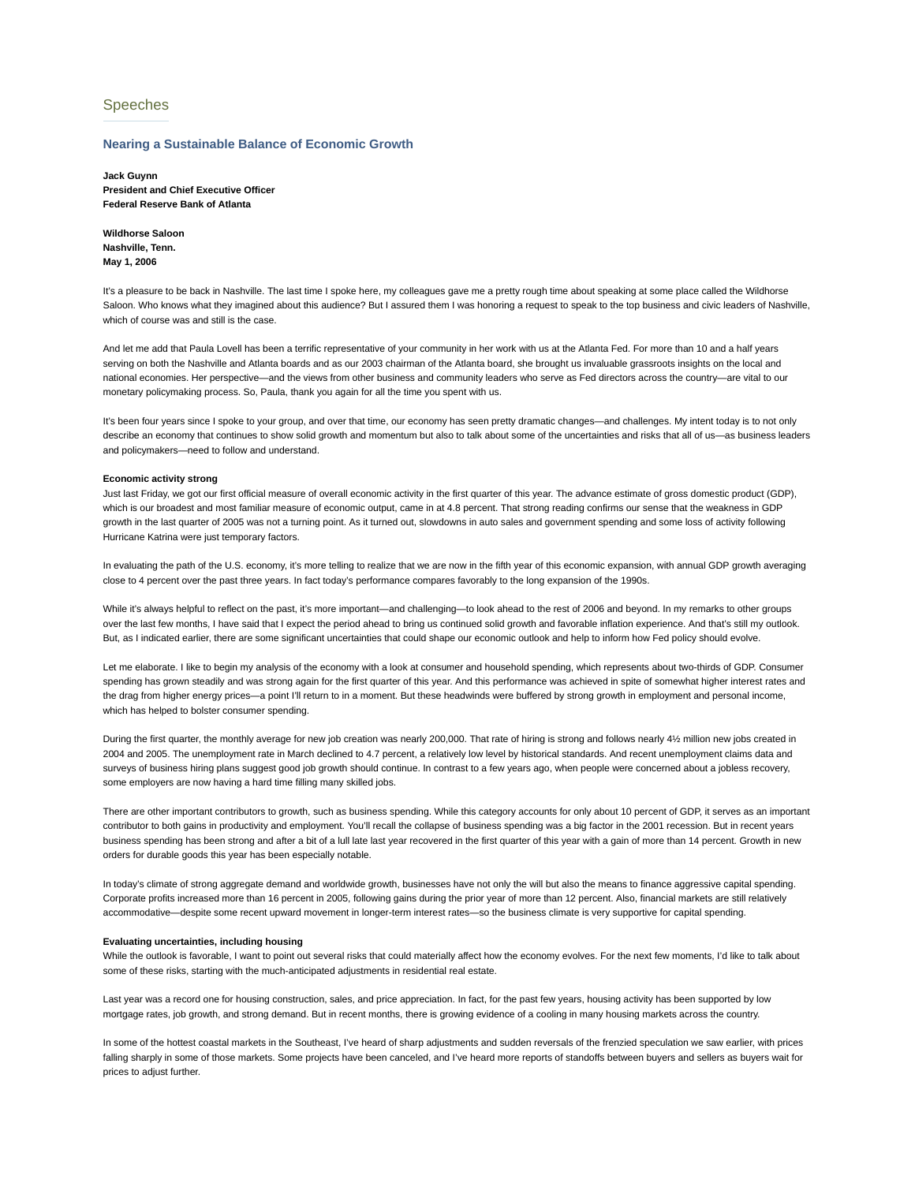## Speeches

### Nearing a Sustainable Balance of Economic Growth

**Jack Guynn**
**President and Chief Executive Officer**
**Federal Reserve Bank of Atlanta**

**Wildhorse Saloon**
**Nashville, Tenn.**
**May 1, 2006**

It's a pleasure to be back in Nashville. The last time I spoke here, my colleagues gave me a pretty rough time about speaking at some place called the Wildhorse Saloon. Who knows what they imagined about this audience? But I assured them I was honoring a request to speak to the top business and civic leaders of Nashville, which of course was and still is the case.

And let me add that Paula Lovell has been a terrific representative of your community in her work with us at the Atlanta Fed. For more than 10 and a half years serving on both the Nashville and Atlanta boards and as our 2003 chairman of the Atlanta board, she brought us invaluable grassroots insights on the local and national economies. Her perspective—and the views from other business and community leaders who serve as Fed directors across the country—are vital to our monetary policymaking process. So, Paula, thank you again for all the time you spent with us.

It's been four years since I spoke to your group, and over that time, our economy has seen pretty dramatic changes—and challenges. My intent today is to not only describe an economy that continues to show solid growth and momentum but also to talk about some of the uncertainties and risks that all of us—as business leaders and policymakers—need to follow and understand.

**Economic activity strong**

Just last Friday, we got our first official measure of overall economic activity in the first quarter of this year. The advance estimate of gross domestic product (GDP), which is our broadest and most familiar measure of economic output, came in at 4.8 percent. That strong reading confirms our sense that the weakness in GDP growth in the last quarter of 2005 was not a turning point. As it turned out, slowdowns in auto sales and government spending and some loss of activity following Hurricane Katrina were just temporary factors.

In evaluating the path of the U.S. economy, it's more telling to realize that we are now in the fifth year of this economic expansion, with annual GDP growth averaging close to 4 percent over the past three years. In fact today's performance compares favorably to the long expansion of the 1990s.

While it's always helpful to reflect on the past, it's more important—and challenging—to look ahead to the rest of 2006 and beyond. In my remarks to other groups over the last few months, I have said that I expect the period ahead to bring us continued solid growth and favorable inflation experience. And that's still my outlook. But, as I indicated earlier, there are some significant uncertainties that could shape our economic outlook and help to inform how Fed policy should evolve.

Let me elaborate. I like to begin my analysis of the economy with a look at consumer and household spending, which represents about two-thirds of GDP. Consumer spending has grown steadily and was strong again for the first quarter of this year. And this performance was achieved in spite of somewhat higher interest rates and the drag from higher energy prices—a point I'll return to in a moment. But these headwinds were buffered by strong growth in employment and personal income, which has helped to bolster consumer spending.

During the first quarter, the monthly average for new job creation was nearly 200,000. That rate of hiring is strong and follows nearly 4½ million new jobs created in 2004 and 2005. The unemployment rate in March declined to 4.7 percent, a relatively low level by historical standards. And recent unemployment claims data and surveys of business hiring plans suggest good job growth should continue. In contrast to a few years ago, when people were concerned about a jobless recovery, some employers are now having a hard time filling many skilled jobs.

There are other important contributors to growth, such as business spending. While this category accounts for only about 10 percent of GDP, it serves as an important contributor to both gains in productivity and employment. You'll recall the collapse of business spending was a big factor in the 2001 recession. But in recent years business spending has been strong and after a bit of a lull late last year recovered in the first quarter of this year with a gain of more than 14 percent. Growth in new orders for durable goods this year has been especially notable.

In today's climate of strong aggregate demand and worldwide growth, businesses have not only the will but also the means to finance aggressive capital spending. Corporate profits increased more than 16 percent in 2005, following gains during the prior year of more than 12 percent. Also, financial markets are still relatively accommodative—despite some recent upward movement in longer-term interest rates—so the business climate is very supportive for capital spending.

**Evaluating uncertainties, including housing**

While the outlook is favorable, I want to point out several risks that could materially affect how the economy evolves. For the next few moments, I'd like to talk about some of these risks, starting with the much-anticipated adjustments in residential real estate.

Last year was a record one for housing construction, sales, and price appreciation. In fact, for the past few years, housing activity has been supported by low mortgage rates, job growth, and strong demand. But in recent months, there is growing evidence of a cooling in many housing markets across the country.

In some of the hottest coastal markets in the Southeast, I've heard of sharp adjustments and sudden reversals of the frenzied speculation we saw earlier, with prices falling sharply in some of those markets. Some projects have been canceled, and I've heard more reports of standoffs between buyers and sellers as buyers wait for prices to adjust further.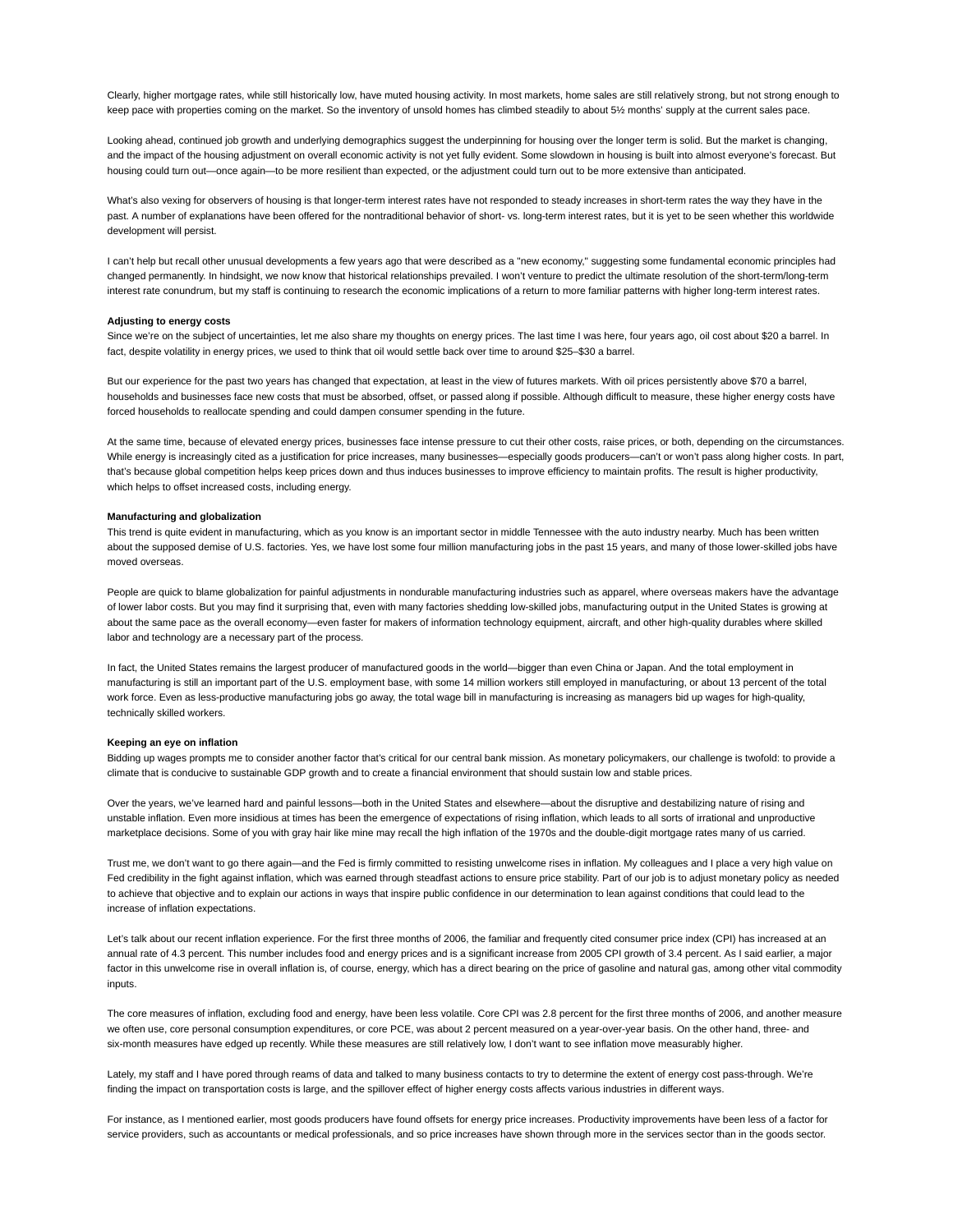Clearly, higher mortgage rates, while still historically low, have muted housing activity. In most markets, home sales are still relatively strong, but not strong enough to keep pace with properties coming on the market. So the inventory of unsold homes has climbed steadily to about 5½ months' supply at the current sales pace.

Looking ahead, continued job growth and underlying demographics suggest the underpinning for housing over the longer term is solid. But the market is changing, and the impact of the housing adjustment on overall economic activity is not yet fully evident. Some slowdown in housing is built into almost everyone's forecast. But housing could turn out—once again—to be more resilient than expected, or the adjustment could turn out to be more extensive than anticipated.

What's also vexing for observers of housing is that longer-term interest rates have not responded to steady increases in short-term rates the way they have in the past. A number of explanations have been offered for the nontraditional behavior of short- vs. long-term interest rates, but it is yet to be seen whether this worldwide development will persist.

I can't help but recall other unusual developments a few years ago that were described as a "new economy," suggesting some fundamental economic principles had changed permanently. In hindsight, we now know that historical relationships prevailed. I won't venture to predict the ultimate resolution of the short-term/long-term interest rate conundrum, but my staff is continuing to research the economic implications of a return to more familiar patterns with higher long-term interest rates.

**Adjusting to energy costs**

Since we're on the subject of uncertainties, let me also share my thoughts on energy prices. The last time I was here, four years ago, oil cost about $20 a barrel. In fact, despite volatility in energy prices, we used to think that oil would settle back over time to around $25–$30 a barrel.

But our experience for the past two years has changed that expectation, at least in the view of futures markets. With oil prices persistently above $70 a barrel, households and businesses face new costs that must be absorbed, offset, or passed along if possible. Although difficult to measure, these higher energy costs have forced households to reallocate spending and could dampen consumer spending in the future.

At the same time, because of elevated energy prices, businesses face intense pressure to cut their other costs, raise prices, or both, depending on the circumstances. While energy is increasingly cited as a justification for price increases, many businesses—especially goods producers—can't or won't pass along higher costs. In part, that's because global competition helps keep prices down and thus induces businesses to improve efficiency to maintain profits. The result is higher productivity, which helps to offset increased costs, including energy.

**Manufacturing and globalization**

This trend is quite evident in manufacturing, which as you know is an important sector in middle Tennessee with the auto industry nearby. Much has been written about the supposed demise of U.S. factories. Yes, we have lost some four million manufacturing jobs in the past 15 years, and many of those lower-skilled jobs have moved overseas.

People are quick to blame globalization for painful adjustments in nondurable manufacturing industries such as apparel, where overseas makers have the advantage of lower labor costs. But you may find it surprising that, even with many factories shedding low-skilled jobs, manufacturing output in the United States is growing at about the same pace as the overall economy—even faster for makers of information technology equipment, aircraft, and other high-quality durables where skilled labor and technology are a necessary part of the process.

In fact, the United States remains the largest producer of manufactured goods in the world—bigger than even China or Japan. And the total employment in manufacturing is still an important part of the U.S. employment base, with some 14 million workers still employed in manufacturing, or about 13 percent of the total work force. Even as less-productive manufacturing jobs go away, the total wage bill in manufacturing is increasing as managers bid up wages for high-quality, technically skilled workers.

**Keeping an eye on inflation**

Bidding up wages prompts me to consider another factor that's critical for our central bank mission. As monetary policymakers, our challenge is twofold: to provide a climate that is conducive to sustainable GDP growth and to create a financial environment that should sustain low and stable prices.

Over the years, we've learned hard and painful lessons—both in the United States and elsewhere—about the disruptive and destabilizing nature of rising and unstable inflation. Even more insidious at times has been the emergence of expectations of rising inflation, which leads to all sorts of irrational and unproductive marketplace decisions. Some of you with gray hair like mine may recall the high inflation of the 1970s and the double-digit mortgage rates many of us carried.

Trust me, we don't want to go there again—and the Fed is firmly committed to resisting unwelcome rises in inflation. My colleagues and I place a very high value on Fed credibility in the fight against inflation, which was earned through steadfast actions to ensure price stability. Part of our job is to adjust monetary policy as needed to achieve that objective and to explain our actions in ways that inspire public confidence in our determination to lean against conditions that could lead to the increase of inflation expectations.

Let's talk about our recent inflation experience. For the first three months of 2006, the familiar and frequently cited consumer price index (CPI) has increased at an annual rate of 4.3 percent. This number includes food and energy prices and is a significant increase from 2005 CPI growth of 3.4 percent. As I said earlier, a major factor in this unwelcome rise in overall inflation is, of course, energy, which has a direct bearing on the price of gasoline and natural gas, among other vital commodity inputs.

The core measures of inflation, excluding food and energy, have been less volatile. Core CPI was 2.8 percent for the first three months of 2006, and another measure we often use, core personal consumption expenditures, or core PCE, was about 2 percent measured on a year-over-year basis. On the other hand, three- and six-month measures have edged up recently. While these measures are still relatively low, I don't want to see inflation move measurably higher.

Lately, my staff and I have pored through reams of data and talked to many business contacts to try to determine the extent of energy cost pass-through. We're finding the impact on transportation costs is large, and the spillover effect of higher energy costs affects various industries in different ways.

For instance, as I mentioned earlier, most goods producers have found offsets for energy price increases. Productivity improvements have been less of a factor for service providers, such as accountants or medical professionals, and so price increases have shown through more in the services sector than in the goods sector.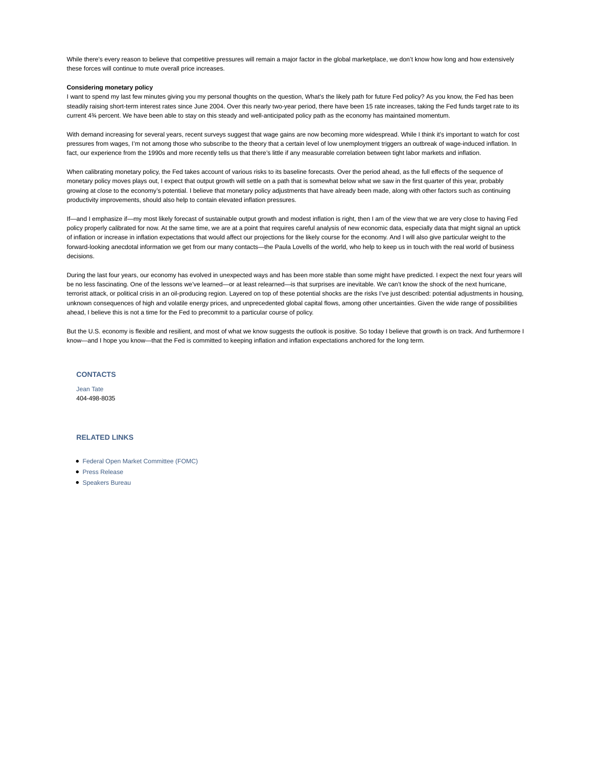While there's every reason to believe that competitive pressures will remain a major factor in the global marketplace, we don't know how long and how extensively these forces will continue to mute overall price increases.

**Considering monetary policy**

I want to spend my last few minutes giving you my personal thoughts on the question, What's the likely path for future Fed policy? As you know, the Fed has been steadily raising short-term interest rates since June 2004. Over this nearly two-year period, there have been 15 rate increases, taking the Fed funds target rate to its current 4¾ percent. We have been able to stay on this steady and well-anticipated policy path as the economy has maintained momentum.

With demand increasing for several years, recent surveys suggest that wage gains are now becoming more widespread. While I think it's important to watch for cost pressures from wages, I'm not among those who subscribe to the theory that a certain level of low unemployment triggers an outbreak of wage-induced inflation. In fact, our experience from the 1990s and more recently tells us that there's little if any measurable correlation between tight labor markets and inflation.

When calibrating monetary policy, the Fed takes account of various risks to its baseline forecasts. Over the period ahead, as the full effects of the sequence of monetary policy moves plays out, I expect that output growth will settle on a path that is somewhat below what we saw in the first quarter of this year, probably growing at close to the economy's potential. I believe that monetary policy adjustments that have already been made, along with other factors such as continuing productivity improvements, should also help to contain elevated inflation pressures.

If—and I emphasize if—my most likely forecast of sustainable output growth and modest inflation is right, then I am of the view that we are very close to having Fed policy properly calibrated for now. At the same time, we are at a point that requires careful analysis of new economic data, especially data that might signal an uptick of inflation or increase in inflation expectations that would affect our projections for the likely course for the economy. And I will also give particular weight to the forward-looking anecdotal information we get from our many contacts—the Paula Lovells of the world, who help to keep us in touch with the real world of business decisions.

During the last four years, our economy has evolved in unexpected ways and has been more stable than some might have predicted. I expect the next four years will be no less fascinating. One of the lessons we've learned—or at least relearned—is that surprises are inevitable. We can't know the shock of the next hurricane, terrorist attack, or political crisis in an oil-producing region. Layered on top of these potential shocks are the risks I've just described: potential adjustments in housing, unknown consequences of high and volatile energy prices, and unprecedented global capital flows, among other uncertainties. Given the wide range of possibilities ahead, I believe this is not a time for the Fed to precommit to a particular course of policy.

But the U.S. economy is flexible and resilient, and most of what we know suggests the outlook is positive. So today I believe that growth is on track. And furthermore I know—and I hope you know—that the Fed is committed to keeping inflation and inflation expectations anchored for the long term.

### CONTACTS

Jean Tate
404-498-8035

### RELATED LINKS

- Federal Open Market Committee (FOMC)
- Press Release
- Speakers Bureau